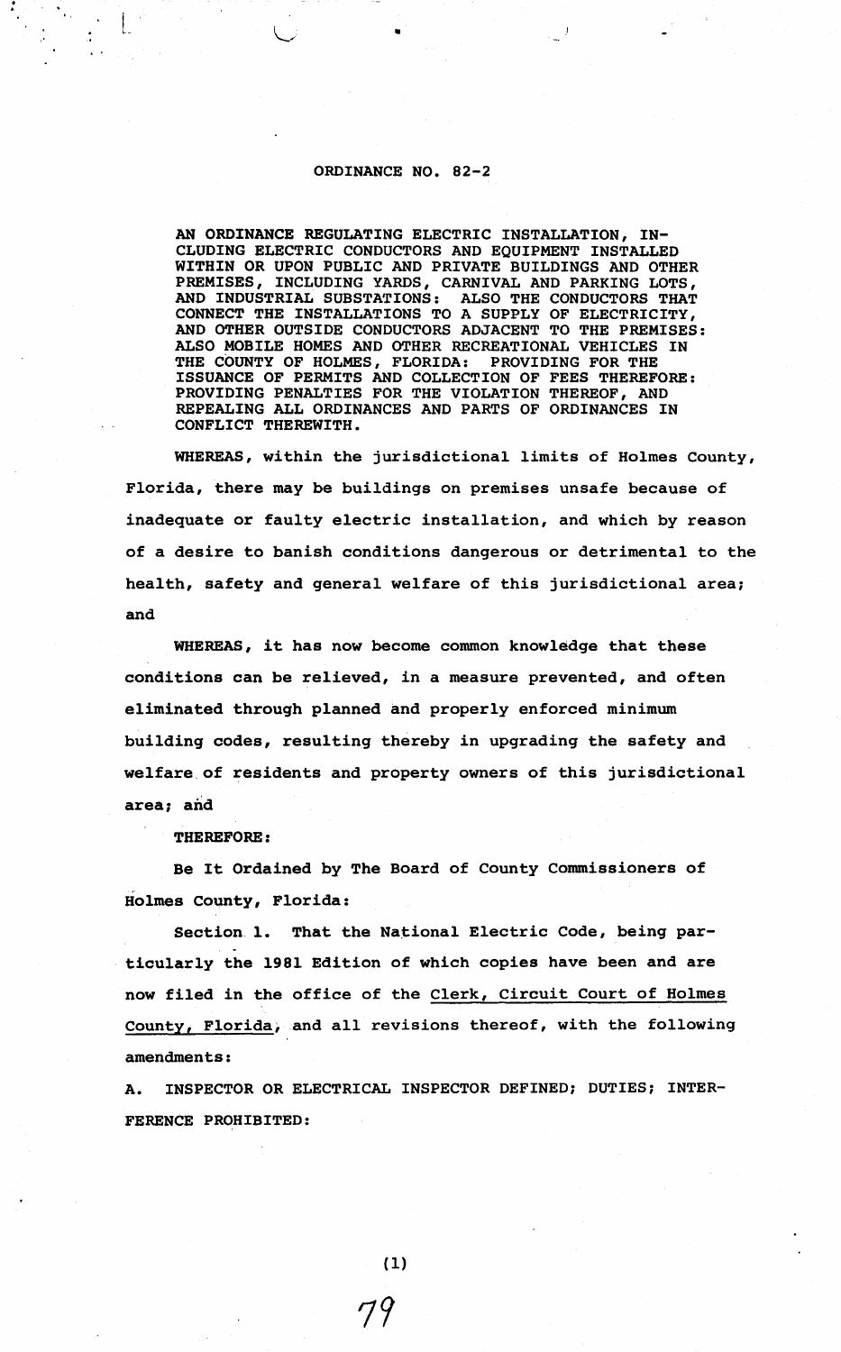# ORDINANCE NO. 82-2

**AN ORDINANCE REGULATING ELECTRIC INSTALLATION, INCLUDING ELECTRIC CONDUCTORS AND EQUIPMENT INSTALLED WITHIN OR UPON PUBLIC AND PRIVATE BUILDINGS AND OTHER PREMISES, INCLUDING YARDS, CARNIVAL AND PARKING LOTS, AND INDUSTRIAL SUBSTATIONS: ALSO THE CONDUCTORS THAT CONNECT THE INSTALLATIONS TO A SUPPLY OF ELECTRICITY, AND OTHER OUTSIDE CONDUCTORS ADJACENT TO THE PREMISES: ALSO MOBILE HOMES AND OTHER RECREATIONAL VEHICLES IN THE COUNTY OF HOLMES, FLORIDA: PROVIDING FOR THE ISSUANCE OF PERMITS AND COLLECTION OF FEES THEREFORE: PROVIDING PENALTIES FOR THE VIOLATION THEREOF, AND REPEALING ALL ORDINANCES AND PARTS OF ORDINANCES IN CONFLICT THEREWITH.**

**WHEREAS**, within the jurisdictional limits of Holmes County, Florida, there may be buildings on premises unsafe because of inadequate or faulty electric installation, and which by reason of a desire to banish conditions dangerous or detrimental to the health, safety and general welfare of this jurisdictional area; and

**WHEREAS**, it has now become common knowledge that these conditions can be relieved, in a measure prevented, and often eliminated through planned and properly enforced minimum building codes, resulting thereby in upgrading the safety and welfare of residents and property owners of this jurisdictional area; and

**THEREFORE:**

Be It Ordained by The Board of County Commissioners of Holmes County, Florida:

Section 1. That the National Electric Code, being particularly the 1981 Edition of which copies have been and are now filed in the office of the Clerk, Circuit Court of Holmes County, Florida, and all revisions thereof, with the following amendments:

A. INSPECTOR OR ELECTRICAL INSPECTOR DEFINED; DUTIES; INTERFERENCE PROHIBITED: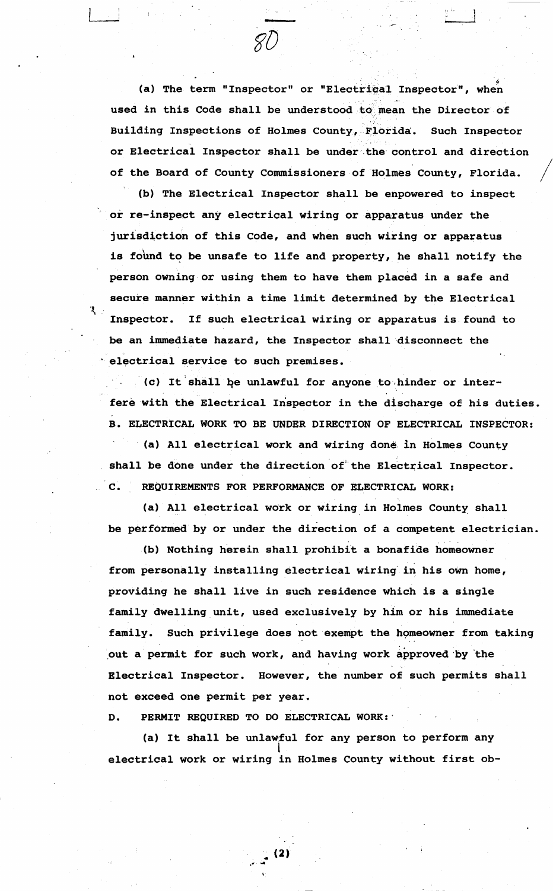(a) The term "Inspector" or "Electrical Inspector", when used in this Code shall be understood to mean the Director of Building Inspections of Holmes County, Florida. Such Inspector or Electrical Inspector shall be under the control and direction of the Board of County Commissioners of Holmes County, Florida.

(b) The Electrical Inspector shall be enpowered to inspect or re-inspect any electrical wiring or apparatus under the jurisdiction of this Code, and when such wiring or apparatus is found to be unsafe to life and property, he shall notify the person owning or using them to have them placed in a safe and secure manner within a time limit determined by the Electrical Inspector. If such electrical wiring or apparatus is found to be an immediate hazard, the Inspector shall disconnect the electrical service to such premises.

(c) It shall be unlawful for anyone to hinder or interfere with the Electrical Inspector in the discharge of his duties.

B. ELECTRICAL WORK TO BE UNDER DIRECTION OF ELECTRICAL INSPECTOR:

(a) All electrical work and wiring done in Holmes County shall be done under the direction of the Electrical Inspector.

C. REQUIREMENTS FOR PERFORMANCE OF ELECTRICAL WORK:

(a) All electrical work or wiring in Holmes County shall be performed by or under the direction of a competent electrician.

(b) Nothing herein shall prohibit a bonafide homeowner from personally installing electrical wiring in his own home, providing he shall live in such residence which is a single family dwelling unit, used exclusively by him or his immediate family. Such privilege does not exempt the homeowner from taking out a permit for such work, and having work approved by the Electrical Inspector. However, the number of such permits shall not exceed one permit per year.

D. PERMIT REQUIRED TO DO ELECTRICAL WORK:

(a) It shall be unlawful for any person to perform any electrical work or wiring in Holmes County without first ob-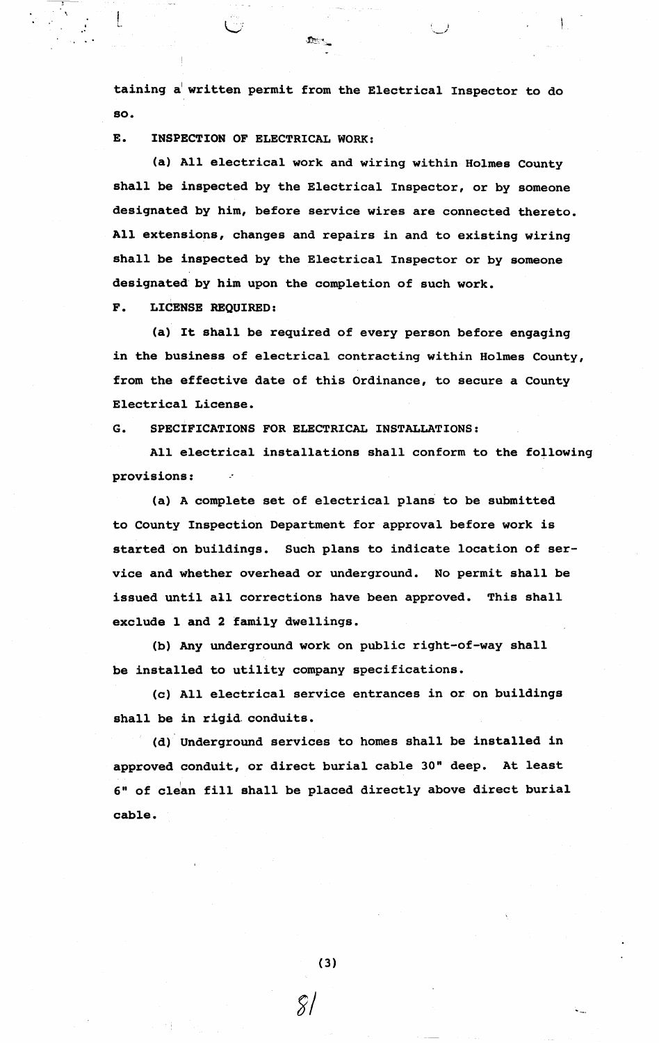taining a written permit from the Electrical Inspector to do so.

E. INSPECTION OF ELECTRICAL WORK:

(a) All electrical work and wiring within Holmes County shall be inspected by the Electrical Inspector, or by someone designated by him, before service wires are connected thereto. All extensions, changes and repairs in and to existing wiring shall be inspected by the Electrical Inspector or by someone designated by him upon the completion of such work.

F. LICENSE REQUIRED:

(a) It shall be required of every person before engaging in the business of electrical contracting within Holmes County, from the effective date of this Ordinance, to secure a County Electrical License.

G. SPECIFICATIONS FOR ELECTRICAL INSTALLATIONS:

All electrical installations shall conform to the following provisions:

(a) A complete set of electrical plans to be submitted to County Inspection Department for approval before work is started on buildings. Such plans to indicate location of service and whether overhead or underground. No permit shall be issued until all corrections have been approved. This shall exclude 1 and 2 family dwellings.

(b) Any underground work on public right-of-way shall be installed to utility company specifications.

(c) All electrical service entrances in or on buildings shall be in rigid conduits.

(d) Underground services to homes shall be installed in approved conduit, or direct burial cable 30" deep. At least 6" of clean fill shall be placed directly above direct burial cable.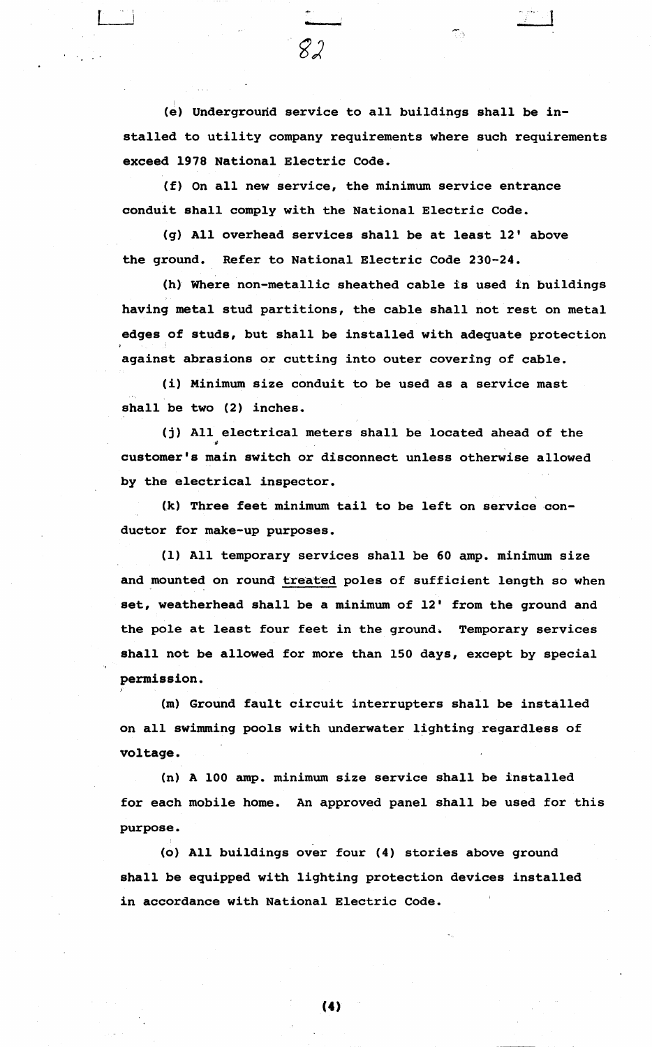(e) Underground service to all buildings shall be installed to utility company requirements where such requirements exceed 1978 National Electric Code.

(f) On all new service, the minimum service entrance conduit shall comply with the National Electric Code.

(g) All overhead services shall be at least 12' above the ground. Refer to National Electric Code 230-24.

(h) Where non-metallic sheathed cable is used in buildings having metal stud partitions, the cable shall not rest on metal edges of studs, but shall be installed with adequate protection against abrasions or cutting into outer covering of cable.

(i) Minimum size conduit to be used as a service mast shall be two (2) inches.

(j) All electrical meters shall be located ahead of the customer's main switch or disconnect unless otherwise allowed by the electrical inspector.

(k) Three feet minimum tail to be left on service conductor for make-up purposes.

(l) All temporary services shall be 60 amp. minimum size and mounted on round treated poles of sufficient length so when set, weatherhead shall be a minimum of 12' from the ground and the pole at least four feet in the ground. Temporary services shall not be allowed for more than 150 days, except by special permission.

(m) Ground fault circuit interrupters shall be installed on all swimming pools with underwater lighting regardless of voltage.

(n) A 100 amp. minimum size service shall be installed for each mobile home. An approved panel shall be used for this purpose.

(o) All buildings over four (4) stories above ground shall be equipped with lighting protection devices installed in accordance with National Electric Code.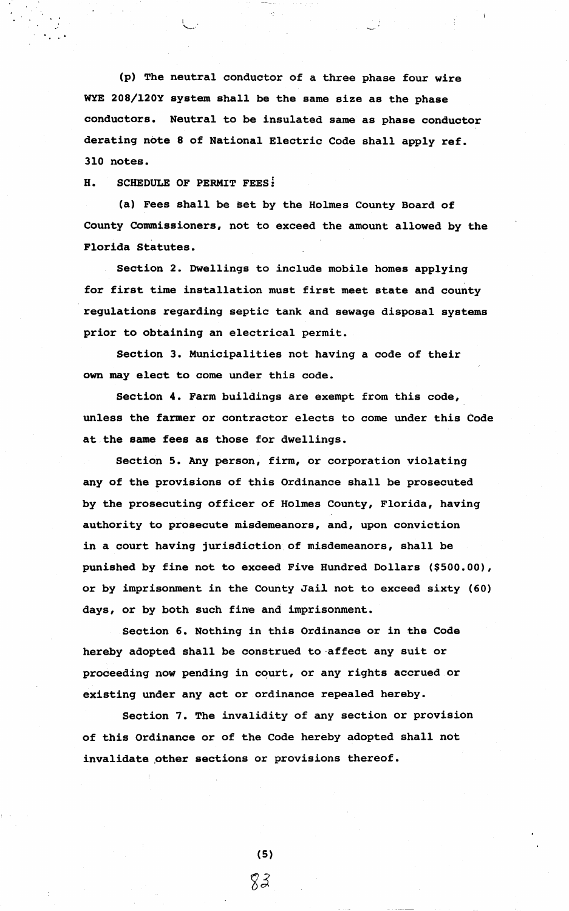(p) The neutral conductor of a three phase four wire WYE 208/120Y system shall be the same size as the phase conductors. Neutral to be insulated same as phase conductor derating note 8 of National Electric Code shall apply ref. 310 notes.

H. SCHEDULE OF PERMIT FEES:

(a) Fees shall be set by the Holmes County Board of County Commissioners, not to exceed the amount allowed by the Florida Statutes.

Section 2. Dwellings to include mobile homes applying for first time installation must first meet state and county regulations regarding septic tank and sewage disposal systems prior to obtaining an electrical permit.

Section 3. Municipalities not having a code of their own may elect to come under this code.

Section 4. Farm buildings are exempt from this code, unless the farmer or contractor elects to come under this Code at the same fees as those for dwellings.

Section 5. Any person, firm, or corporation violating any of the provisions of this Ordinance shall be prosecuted by the prosecuting officer of Holmes County, Florida, having authority to prosecute misdemeanors, and, upon conviction in a court having jurisdiction of misdemeanors, shall be punished by fine not to exceed Five Hundred Dollars ($500.00), or by imprisonment in the County Jail not to exceed sixty (60) days, or by both such fine and imprisonment.

Section 6. Nothing in this Ordinance or in the Code hereby adopted shall be construed to affect any suit or proceeding now pending in court, or any rights accrued or existing under any act or ordinance repealed hereby.

Section 7. The invalidity of any section or provision of this Ordinance or of the Code hereby adopted shall not invalidate other sections or provisions thereof.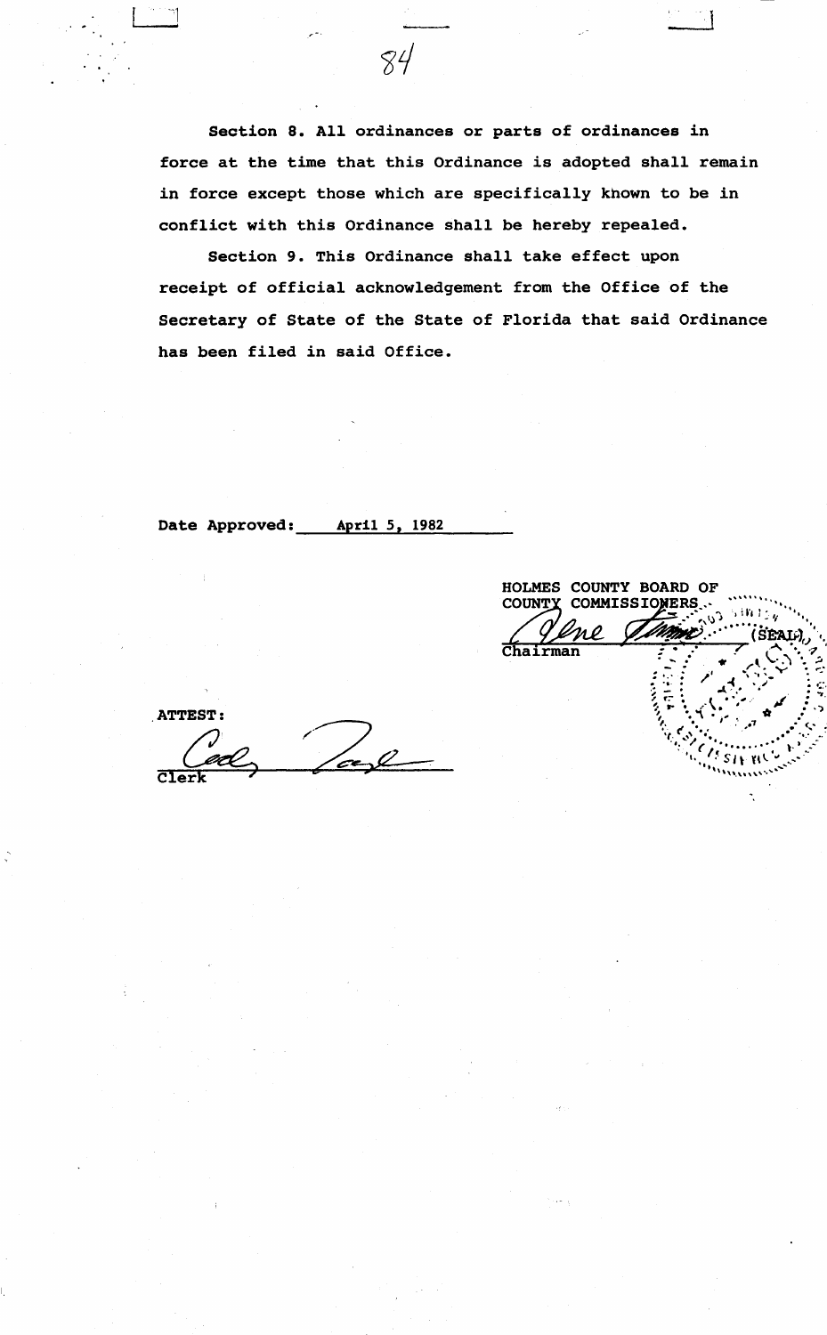Section 8. All ordinances or parts of ordinances in force at the time that this Ordinance is adopted shall remain in force except those which are specifically known to be in conflict with this Ordinance shall be hereby repealed.

Section 9. This Ordinance shall take effect upon receipt of official acknowledgement from the Office of the Secretary of State of the State of Florida that said Ordinance has been filed in said Office.

Date Approved: April 5, 1982

HOLMES COUNTY BOARD OF COUNTY COMMISSIONERS

(SEAL)

Chairman

ATTEST:

Clerk